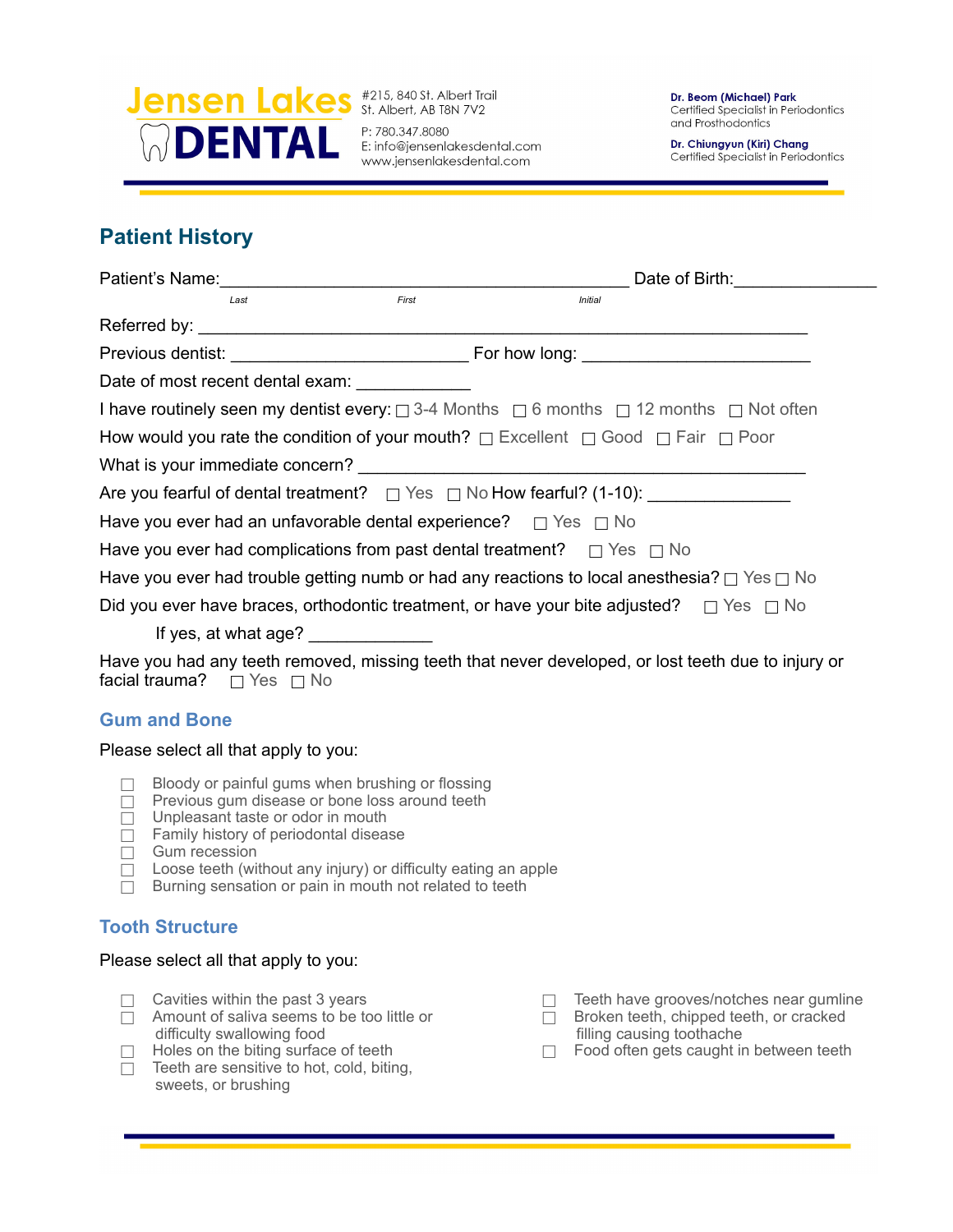Jensen Lakes DENTAL

#215, 840 St. Albert Trail
St. Albert, AB T8N 7V2

P: 780.347.8080
E: info@jensenlakesdental.com
www.jensenlakesdental.com

**Dr. Beom (Michael) Park**
Certified Specialist in Periodontics and Prosthodontics

**Dr. Chiungyun (Kiri) Chang**
Certified Specialist in Periodontics

## Patient History

Patient's Name:_____________________________________________ Date of Birth:_______________

*Last* *First* *Initial*

Referred by: ___________________________________________________________________

Previous dentist: _________________________ For how long: ________________________

Date of most recent dental exam: ____________

I have routinely seen my dentist every: ☐ 3-4 Months ☐ 6 months ☐ 12 months ☐ Not often

How would you rate the condition of your mouth? ☐ Excellent ☐ Good ☐ Fair ☐ Poor

What is your immediate concern? ______________________________________________

Are you fearful of dental treatment? ☐ Yes ☐ No How fearful? (1-10): ______________

Have you ever had an unfavorable dental experience? ☐ Yes ☐ No

Have you ever had complications from past dental treatment? ☐ Yes ☐ No

Have you ever had trouble getting numb or had any reactions to local anesthesia? ☐ Yes ☐ No

Did you ever have braces, orthodontic treatment, or have your bite adjusted? ☐ Yes ☐ No

If yes, at what age? _____________

Have you had any teeth removed, missing teeth that never developed, or lost teeth due to injury or facial trauma? ☐ Yes ☐ No

### Gum and Bone

Please select all that apply to you:

- ☐ Bloody or painful gums when brushing or flossing
- ☐ Previous gum disease or bone loss around teeth
- ☐ Unpleasant taste or odor in mouth
- ☐ Family history of periodontal disease
- ☐ Gum recession
- ☐ Loose teeth (without any injury) or difficulty eating an apple
- ☐ Burning sensation or pain in mouth not related to teeth

### Tooth Structure

Please select all that apply to you:

- ☐ Cavities within the past 3 years
- ☐ Amount of saliva seems to be too little or difficulty swallowing food
- ☐ Holes on the biting surface of teeth
- ☐ Teeth are sensitive to hot, cold, biting, sweets, or brushing
- ☐ Teeth have grooves/notches near gumline
- ☐ Broken teeth, chipped teeth, or cracked filling causing toothache
- ☐ Food often gets caught in between teeth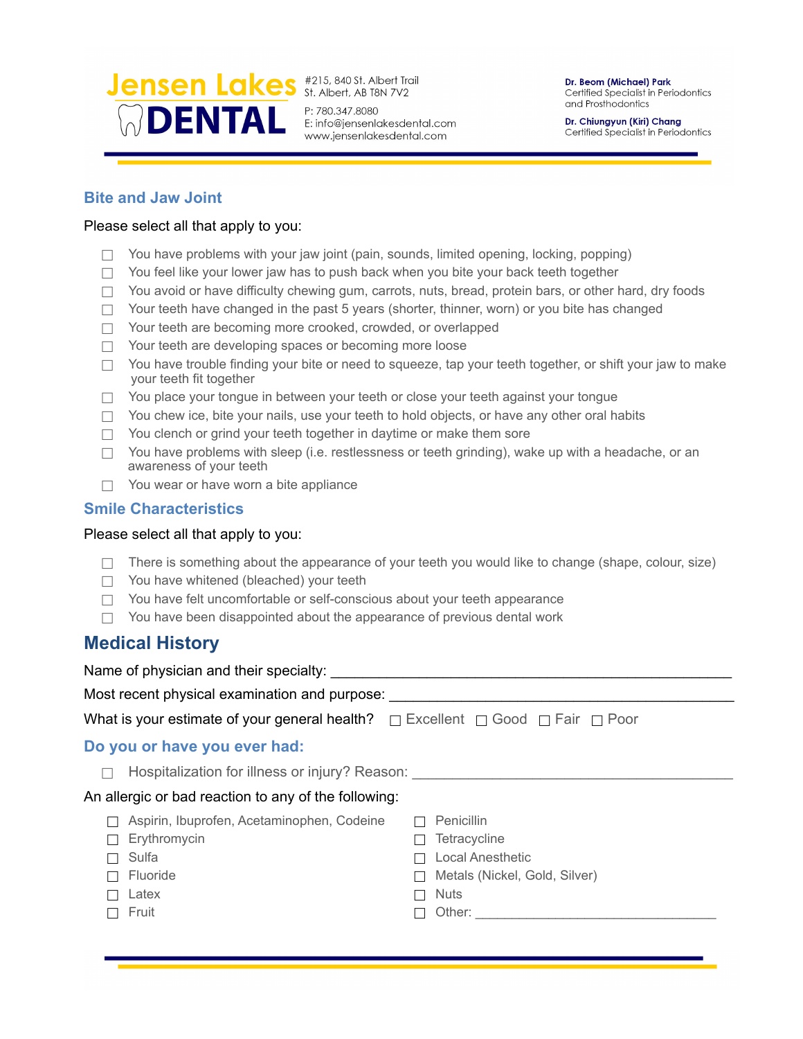## Bite and Jaw Joint

Please select all that apply to you:

- ☐ You have problems with your jaw joint (pain, sounds, limited opening, locking, popping)
- ☐ You feel like your lower jaw has to push back when you bite your back teeth together
- ☐ You avoid or have difficulty chewing gum, carrots, nuts, bread, protein bars, or other hard, dry foods
- ☐ Your teeth have changed in the past 5 years (shorter, thinner, worn) or you bite has changed
- ☐ Your teeth are becoming more crooked, crowded, or overlapped
- ☐ Your teeth are developing spaces or becoming more loose
- ☐ You have trouble finding your bite or need to squeeze, tap your teeth together, or shift your jaw to make your teeth fit together
- ☐ You place your tongue in between your teeth or close your teeth against your tongue
- ☐ You chew ice, bite your nails, use your teeth to hold objects, or have any other oral habits
- ☐ You clench or grind your teeth together in daytime or make them sore
- ☐ You have problems with sleep (i.e. restlessness or teeth grinding), wake up with a headache, or an awareness of your teeth
- ☐ You wear or have worn a bite appliance

## Smile Characteristics

Please select all that apply to you:

- ☐ There is something about the appearance of your teeth you would like to change (shape, colour, size)
- ☐ You have whitened (bleached) your teeth
- ☐ You have felt uncomfortable or self-conscious about your teeth appearance
- ☐ You have been disappointed about the appearance of previous dental work

# Medical History

Name of physician and their specialty: ____________________________________________

Most recent physical examination and purpose: ____________________________________________

What is your estimate of your general health? ☐ Excellent ☐ Good ☐ Fair ☐ Poor

## Do you or have you ever had:

- ☐ Hospitalization for illness or injury? Reason: ____________________________________________

An allergic or bad reaction to any of the following:

- ☐ Aspirin, Ibuprofen, Acetaminophen, Codeine
- ☐ Erythromycin
- ☐ Sulfa
- ☐ Fluoride
- ☐ Latex
- ☐ Fruit
- ☐ Penicillin
- ☐ Tetracycline
- ☐ Local Anesthetic
- ☐ Metals (Nickel, Gold, Silver)
- ☐ Nuts
- ☐ Other: ______________________________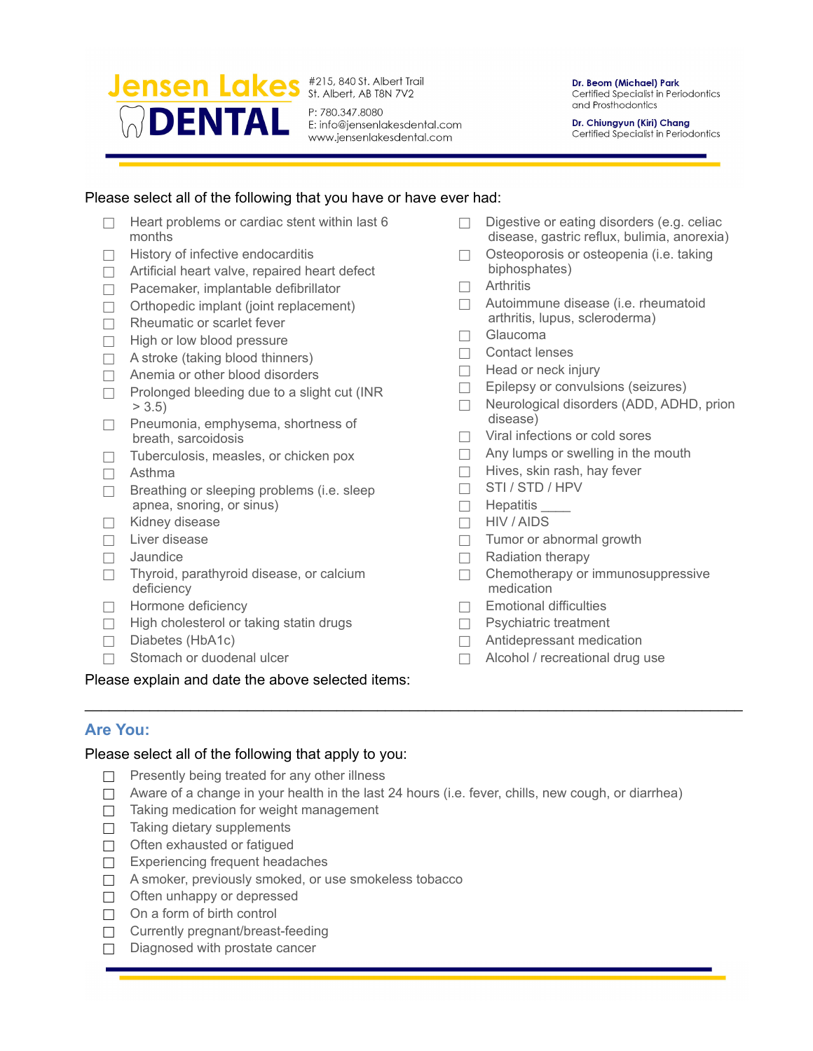# Jensen Lakes DENTAL

#215, 840 St. Albert Trail
St. Albert, AB T8N 7V2

P: 780.347.8080
E: info@jensenlakesdental.com
www.jensenlakesdental.com

**Dr. Beom (Michael) Park**
Certified Specialist in Periodontics and Prosthodontics

**Dr. Chiungyun (Kiri) Chang**
Certified Specialist in Periodontics

Please select all of the following that you have or have ever had:

- ☐ Heart problems or cardiac stent within last 6 months
- ☐ History of infective endocarditis
- ☐ Artificial heart valve, repaired heart defect
- ☐ Pacemaker, implantable defibrillator
- ☐ Orthopedic implant (joint replacement)
- ☐ Rheumatic or scarlet fever
- ☐ High or low blood pressure
- ☐ A stroke (taking blood thinners)
- ☐ Anemia or other blood disorders
- ☐ Prolonged bleeding due to a slight cut (INR > 3.5)
- ☐ Pneumonia, emphysema, shortness of breath, sarcoidosis
- ☐ Tuberculosis, measles, or chicken pox
- ☐ Asthma
- ☐ Breathing or sleeping problems (i.e. sleep apnea, snoring, or sinus)
- ☐ Kidney disease
- ☐ Liver disease
- ☐ Jaundice
- ☐ Thyroid, parathyroid disease, or calcium deficiency
- ☐ Hormone deficiency
- ☐ High cholesterol or taking statin drugs
- ☐ Diabetes (HbA1c)
- ☐ Stomach or duodenal ulcer
- ☐ Digestive or eating disorders (e.g. celiac disease, gastric reflux, bulimia, anorexia)
- ☐ Osteoporosis or osteopenia (i.e. taking biphosphates)
- ☐ Arthritis
- ☐ Autoimmune disease (i.e. rheumatoid arthritis, lupus, scleroderma)
- ☐ Glaucoma
- ☐ Contact lenses
- ☐ Head or neck injury
- ☐ Epilepsy or convulsions (seizures)
- ☐ Neurological disorders (ADD, ADHD, prion disease)
- ☐ Viral infections or cold sores
- ☐ Any lumps or swelling in the mouth
- ☐ Hives, skin rash, hay fever
- ☐ STI / STD / HPV
- ☐ Hepatitis ____
- ☐ HIV / AIDS
- ☐ Tumor or abnormal growth
- ☐ Radiation therapy
- ☐ Chemotherapy or immunosuppressive medication
- ☐ Emotional difficulties
- ☐ Psychiatric treatment
- ☐ Antidepressant medication
- ☐ Alcohol / recreational drug use

Please explain and date the above selected items:

______________________________________________________________________________

## Are You:

Please select all of the following that apply to you:

- ☐ Presently being treated for any other illness
- ☐ Aware of a change in your health in the last 24 hours (i.e. fever, chills, new cough, or diarrhea)
- ☐ Taking medication for weight management
- ☐ Taking dietary supplements
- ☐ Often exhausted or fatigued
- ☐ Experiencing frequent headaches
- ☐ A smoker, previously smoked, or use smokeless tobacco
- ☐ Often unhappy or depressed
- ☐ On a form of birth control
- ☐ Currently pregnant/breast-feeding
- ☐ Diagnosed with prostate cancer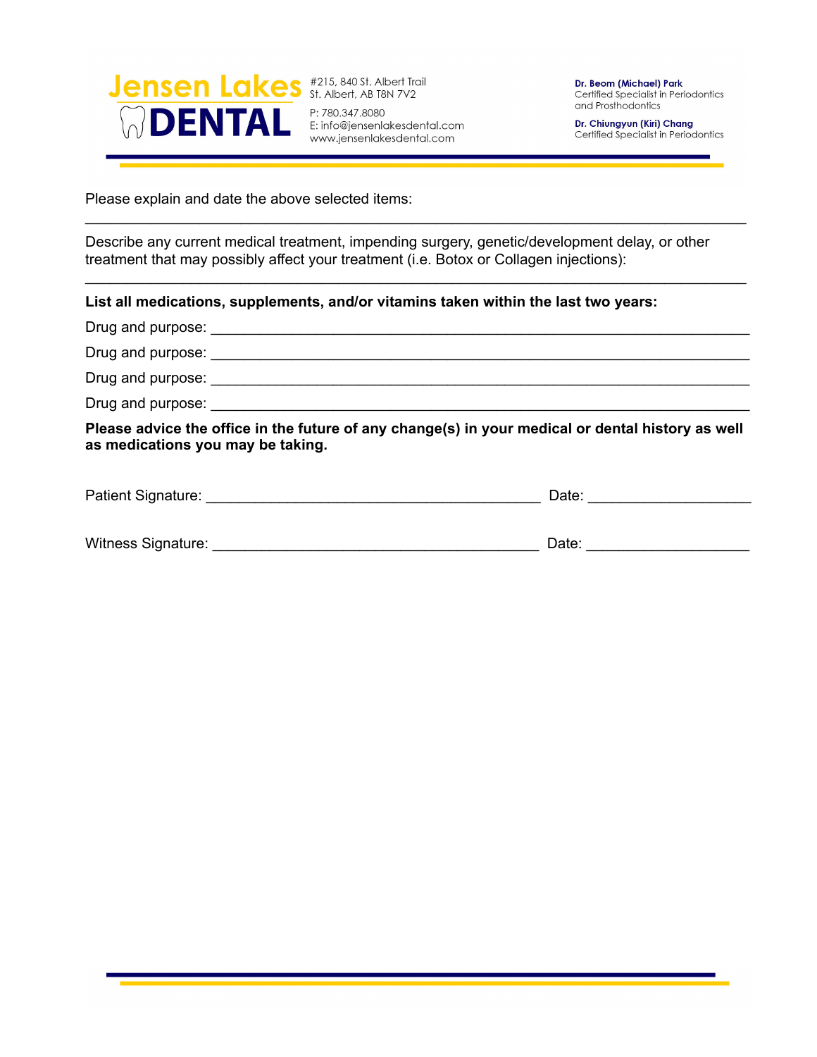Jensen Lakes
DENTAL

#215, 840 St. Albert Trail
St. Albert, AB T8N 7V2

P: 780.347.8080
E: info@jensenlakesdental.com
www.jensenlakesdental.com

**Dr. Beom (Michael) Park**
Certified Specialist in Periodontics and Prosthodontics

**Dr. Chiungyun (Kiri) Chang**
Certified Specialist in Periodontics

Please explain and date the above selected items:
____________________________________________________________________________

Describe any current medical treatment, impending surgery, genetic/development delay, or other treatment that may possibly affect your treatment (i.e. Botox or Collagen injections):
____________________________________________________________________________

**List all medications, supplements, and/or vitamins taken within the last two years:**

Drug and purpose: ____________________________________________________________

Drug and purpose: ____________________________________________________________

Drug and purpose: ____________________________________________________________

Drug and purpose: ____________________________________________________________

**Please advice the office in the future of any change(s) in your medical or dental history as well as medications you may be taking.**

Patient Signature: ______________________________________ Date: __________________

Witness Signature: ______________________________________ Date: __________________